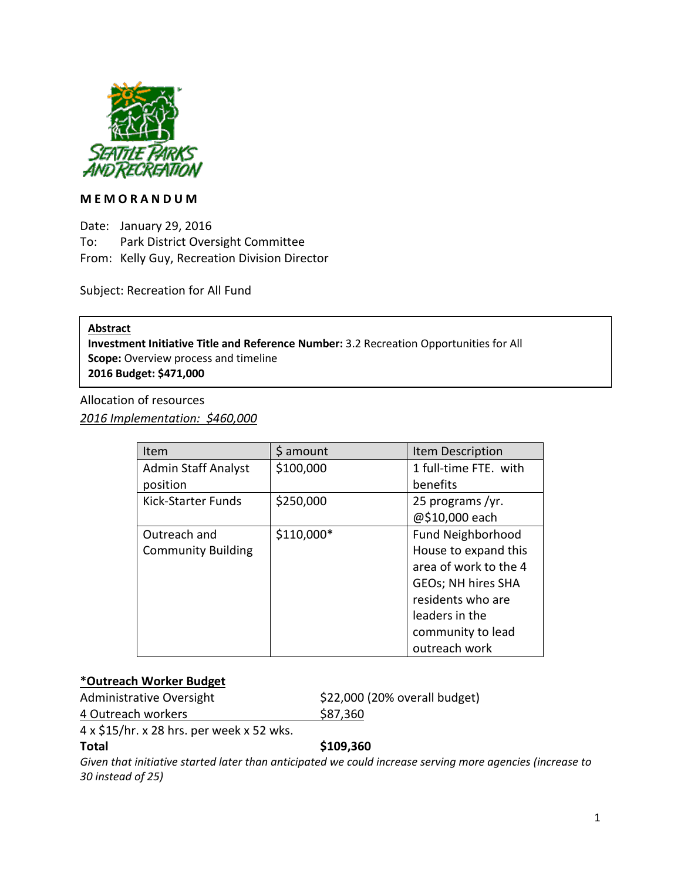**MEMORANDUM**

Date: January 29, 2016
To: Park District Oversight Committee
From: Kelly Guy, Recreation Division Director

Subject: Recreation for All Fund

**Abstract**
**Investment Initiative Title and Reference Number:** 3.2 Recreation Opportunities for All
**Scope:** Overview process and timeline
**2016 Budget: $471,000**

Allocation of resources

*2016 Implementation: $460,000*

| Item | $ amount | Item Description |
|---|---|---|
| Admin Staff Analyst position | $100,000 | 1 full-time FTE. with benefits |
| Kick-Starter Funds | $250,000 | 25 programs /yr. @$10,000 each |
| Outreach and Community Building | $110,000* | Fund Neighborhood House to expand this area of work to the 4 GEOs; NH hires SHA residents who are leaders in the community to lead outreach work |

**\*Outreach Worker Budget**

| | |
|---|---|
| Administrative Oversight | $22,000 (20% overall budget) |
| 4 Outreach workers | $87,360 |
| 4 x $15/hr. x 28 hrs. per week x 52 wks. | |
| **Total** | **$109,360** |

*Given that initiative started later than anticipated we could increase serving more agencies (increase to 30 instead of 25)*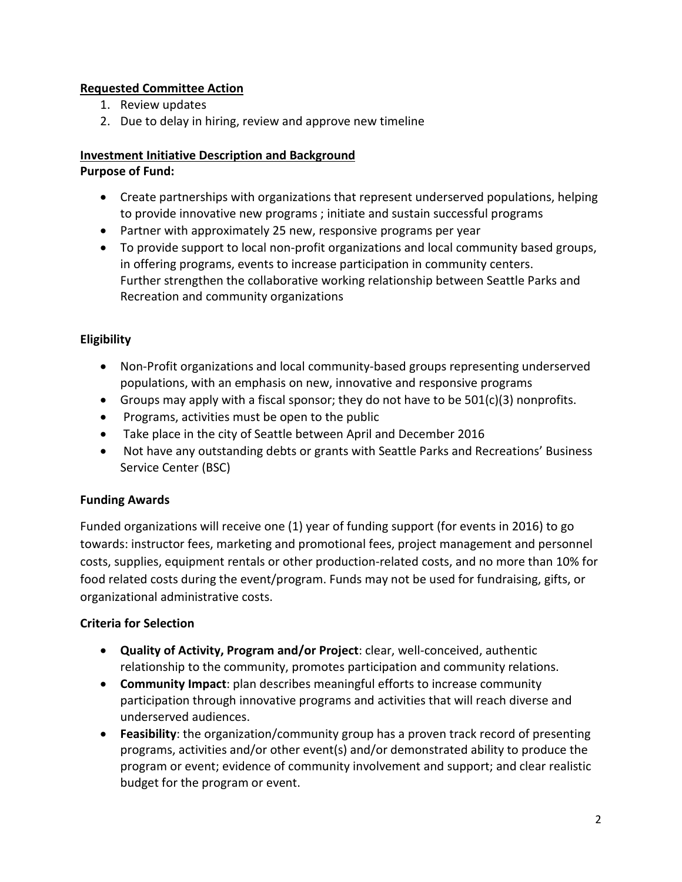**Requested Committee Action**

1. Review updates
2. Due to delay in hiring, review and approve new timeline

**Investment Initiative Description and Background**

**Purpose of Fund:**

- Create partnerships with organizations that represent underserved populations, helping to provide innovative new programs ; initiate and sustain successful programs
- Partner with approximately 25 new, responsive programs per year
- To provide support to local non-profit organizations and local community based groups, in offering programs, events to increase participation in community centers. Further strengthen the collaborative working relationship between Seattle Parks and Recreation and community organizations

**Eligibility**

- Non-Profit organizations and local community-based groups representing underserved populations, with an emphasis on new, innovative and responsive programs
- Groups may apply with a fiscal sponsor; they do not have to be 501(c)(3) nonprofits.
- Programs, activities must be open to the public
- Take place in the city of Seattle between April and December 2016
- Not have any outstanding debts or grants with Seattle Parks and Recreations' Business Service Center (BSC)

**Funding Awards**

Funded organizations will receive one (1) year of funding support (for events in 2016) to go towards: instructor fees, marketing and promotional fees, project management and personnel costs, supplies, equipment rentals or other production-related costs, and no more than 10% for food related costs during the event/program. Funds may not be used for fundraising, gifts, or organizational administrative costs.

**Criteria for Selection**

- **Quality of Activity, Program and/or Project**: clear, well-conceived, authentic relationship to the community, promotes participation and community relations.
- **Community Impact**: plan describes meaningful efforts to increase community participation through innovative programs and activities that will reach diverse and underserved audiences.
- **Feasibility**: the organization/community group has a proven track record of presenting programs, activities and/or other event(s) and/or demonstrated ability to produce the program or event; evidence of community involvement and support; and clear realistic budget for the program or event.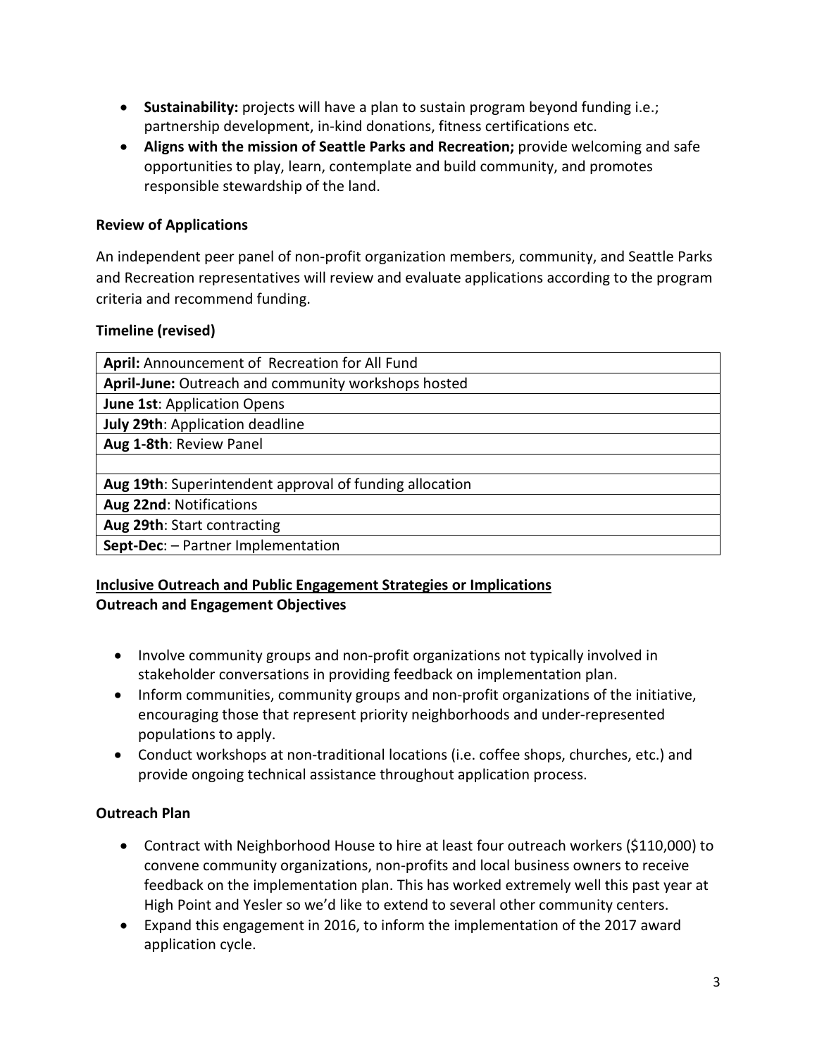- **Sustainability:** projects will have a plan to sustain program beyond funding i.e.; partnership development, in-kind donations, fitness certifications etc.
- **Aligns with the mission of Seattle Parks and Recreation;** provide welcoming and safe opportunities to play, learn, contemplate and build community, and promotes responsible stewardship of the land.

**Review of Applications**

An independent peer panel of non-profit organization members, community, and Seattle Parks and Recreation representatives will review and evaluate applications according to the program criteria and recommend funding.

**Timeline (revised)**

| **April:** Announcement of Recreation for All Fund |
|---|
| **April-June:** Outreach and community workshops hosted |
| **June 1st**: Application Opens |
| **July 29th**: Application deadline |
| **Aug 1-8th**: Review Panel |
| |
| **Aug 19th**: Superintendent approval of funding allocation |
| **Aug 22nd**: Notifications |
| **Aug 29th**: Start contracting |
| **Sept-Dec**: – Partner Implementation |

**<u>Inclusive Outreach and Public Engagement Strategies or Implications</u>**
**Outreach and Engagement Objectives**

- Involve community groups and non-profit organizations not typically involved in stakeholder conversations in providing feedback on implementation plan.
- Inform communities, community groups and non-profit organizations of the initiative, encouraging those that represent priority neighborhoods and under-represented populations to apply.
- Conduct workshops at non-traditional locations (i.e. coffee shops, churches, etc.) and provide ongoing technical assistance throughout application process.

**Outreach Plan**

- Contract with Neighborhood House to hire at least four outreach workers ($110,000) to convene community organizations, non-profits and local business owners to receive feedback on the implementation plan. This has worked extremely well this past year at High Point and Yesler so we'd like to extend to several other community centers.
- Expand this engagement in 2016, to inform the implementation of the 2017 award application cycle.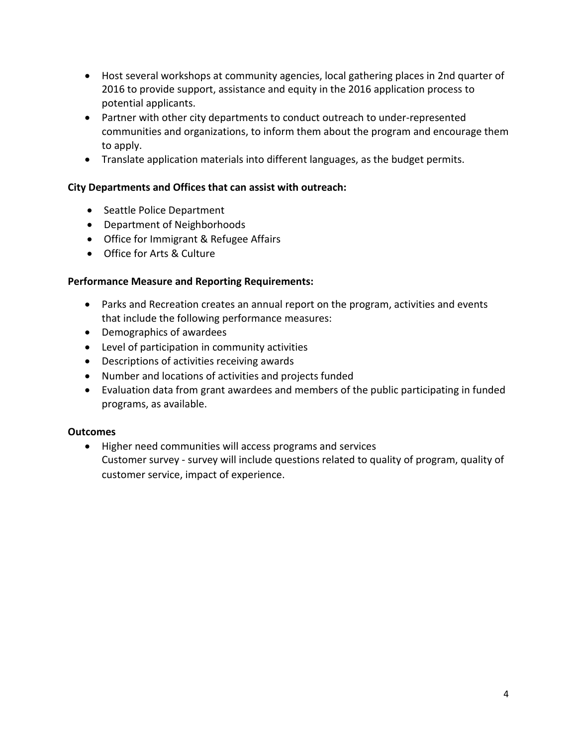- Host several workshops at community agencies, local gathering places in 2nd quarter of 2016 to provide support, assistance and equity in the 2016 application process to potential applicants.
- Partner with other city departments to conduct outreach to under-represented communities and organizations, to inform them about the program and encourage them to apply.
- Translate application materials into different languages, as the budget permits.

**City Departments and Offices that can assist with outreach:**

- Seattle Police Department
- Department of Neighborhoods
- Office for Immigrant & Refugee Affairs
- Office for Arts & Culture

**Performance Measure and Reporting Requirements:**

- Parks and Recreation creates an annual report on the program, activities and events that include the following performance measures:
- Demographics of awardees
- Level of participation in community activities
- Descriptions of activities receiving awards
- Number and locations of activities and projects funded
- Evaluation data from grant awardees and members of the public participating in funded programs, as available.

**Outcomes**

- Higher need communities will access programs and services
  Customer survey - survey will include questions related to quality of program, quality of customer service, impact of experience.